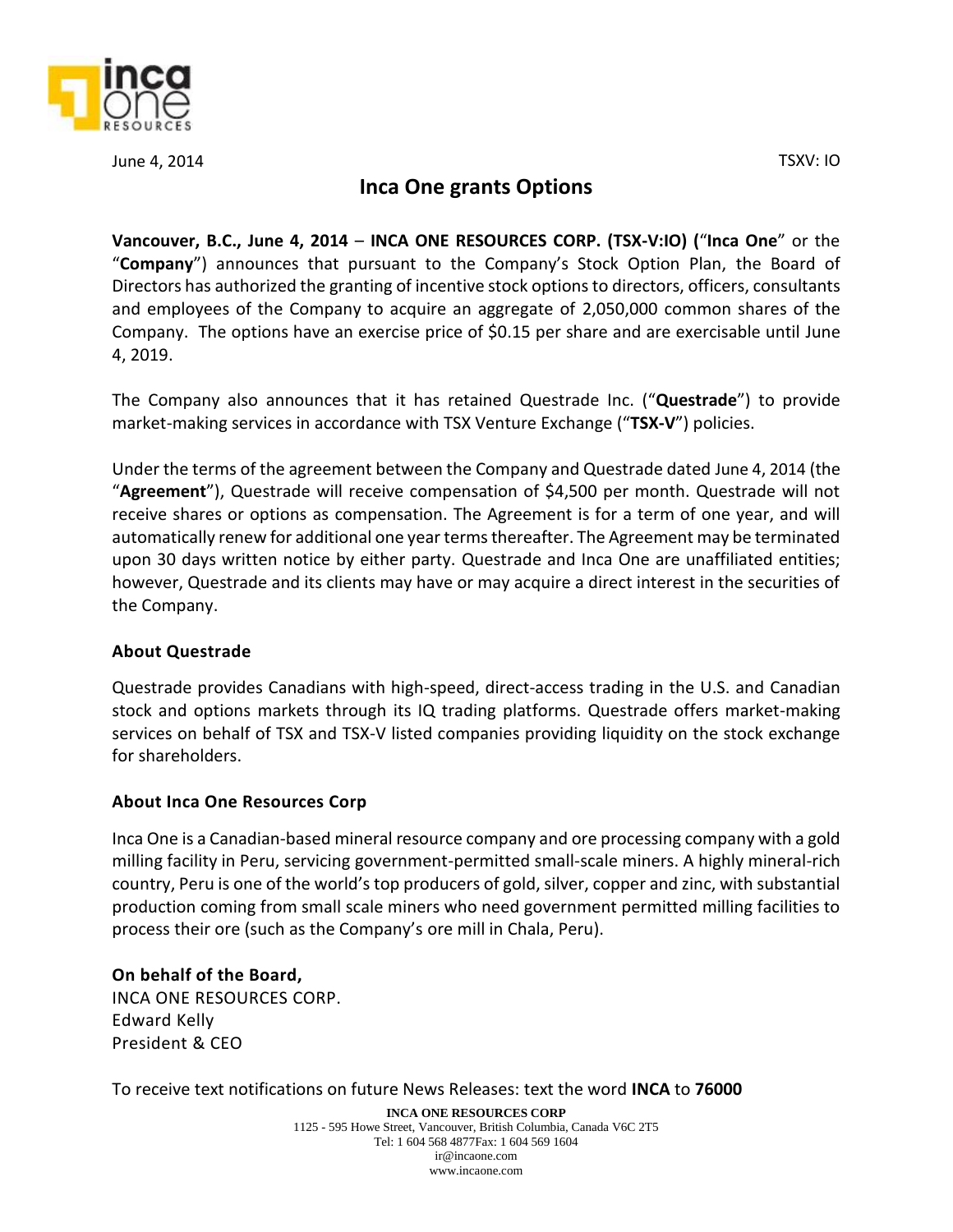June 4, 2014 TSXV: IO

# Inca One grants Options

**Vancouver, B.C., June 4, 2014** – **INCA ONE RESOURCES CORP. (TSX-V:IO) (**"**Inca One**" or the "**Company**") announces that pursuant to the Company's Stock Option Plan, the Board of Directors has authorized the granting of incentive stock options to directors, officers, consultants and employees of the Company to acquire an aggregate of 2,050,000 common shares of the Company. The options have an exercise price of $0.15 per share and are exercisable until June 4, 2019.

The Company also announces that it has retained Questrade Inc. ("**Questrade**") to provide market-making services in accordance with TSX Venture Exchange ("**TSX-V**") policies.

Under the terms of the agreement between the Company and Questrade dated June 4, 2014 (the "**Agreement**"), Questrade will receive compensation of $4,500 per month. Questrade will not receive shares or options as compensation. The Agreement is for a term of one year, and will automatically renew for additional one year terms thereafter. The Agreement may be terminated upon 30 days written notice by either party. Questrade and Inca One are unaffiliated entities; however, Questrade and its clients may have or may acquire a direct interest in the securities of the Company.

### About Questrade

Questrade provides Canadians with high-speed, direct-access trading in the U.S. and Canadian stock and options markets through its IQ trading platforms. Questrade offers market-making services on behalf of TSX and TSX-V listed companies providing liquidity on the stock exchange for shareholders.

### About Inca One Resources Corp

Inca One is a Canadian-based mineral resource company and ore processing company with a gold milling facility in Peru, servicing government-permitted small-scale miners. A highly mineral-rich country, Peru is one of the world's top producers of gold, silver, copper and zinc, with substantial production coming from small scale miners who need government permitted milling facilities to process their ore (such as the Company's ore mill in Chala, Peru).

**On behalf of the Board,**
INCA ONE RESOURCES CORP.
Edward Kelly
President & CEO

To receive text notifications on future News Releases: text the word **INCA** to **76000**

**INCA ONE RESOURCES CORP**
1125 - 595 Howe Street, Vancouver, British Columbia, Canada V6C 2T5
Tel: 1 604 568 4877Fax: 1 604 569 1604
ir@incaone.com
www.incaone.com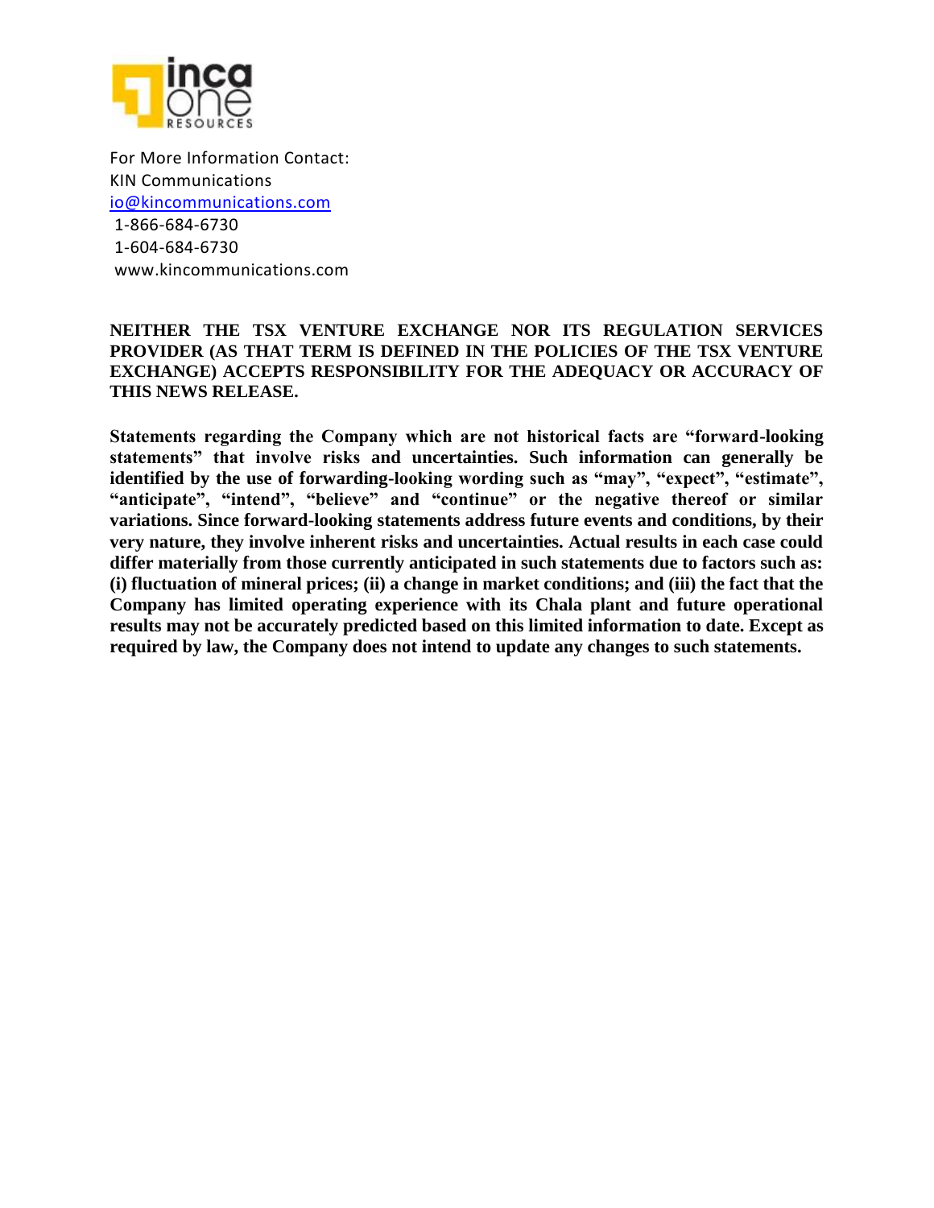For More Information Contact:
KIN Communications
[io@kincommunications.com](mailto:io@kincommunications.com)
1-866-684-6730
1-604-684-6730
www.kincommunications.com

**NEITHER THE TSX VENTURE EXCHANGE NOR ITS REGULATION SERVICES PROVIDER (AS THAT TERM IS DEFINED IN THE POLICIES OF THE TSX VENTURE EXCHANGE) ACCEPTS RESPONSIBILITY FOR THE ADEQUACY OR ACCURACY OF THIS NEWS RELEASE.**

**Statements regarding the Company which are not historical facts are "forward-looking statements" that involve risks and uncertainties. Such information can generally be identified by the use of forwarding-looking wording such as "may", "expect", "estimate", "anticipate", "intend", "believe" and "continue" or the negative thereof or similar variations. Since forward-looking statements address future events and conditions, by their very nature, they involve inherent risks and uncertainties. Actual results in each case could differ materially from those currently anticipated in such statements due to factors such as: (i) fluctuation of mineral prices; (ii) a change in market conditions; and (iii) the fact that the Company has limited operating experience with its Chala plant and future operational results may not be accurately predicted based on this limited information to date. Except as required by law, the Company does not intend to update any changes to such statements.**